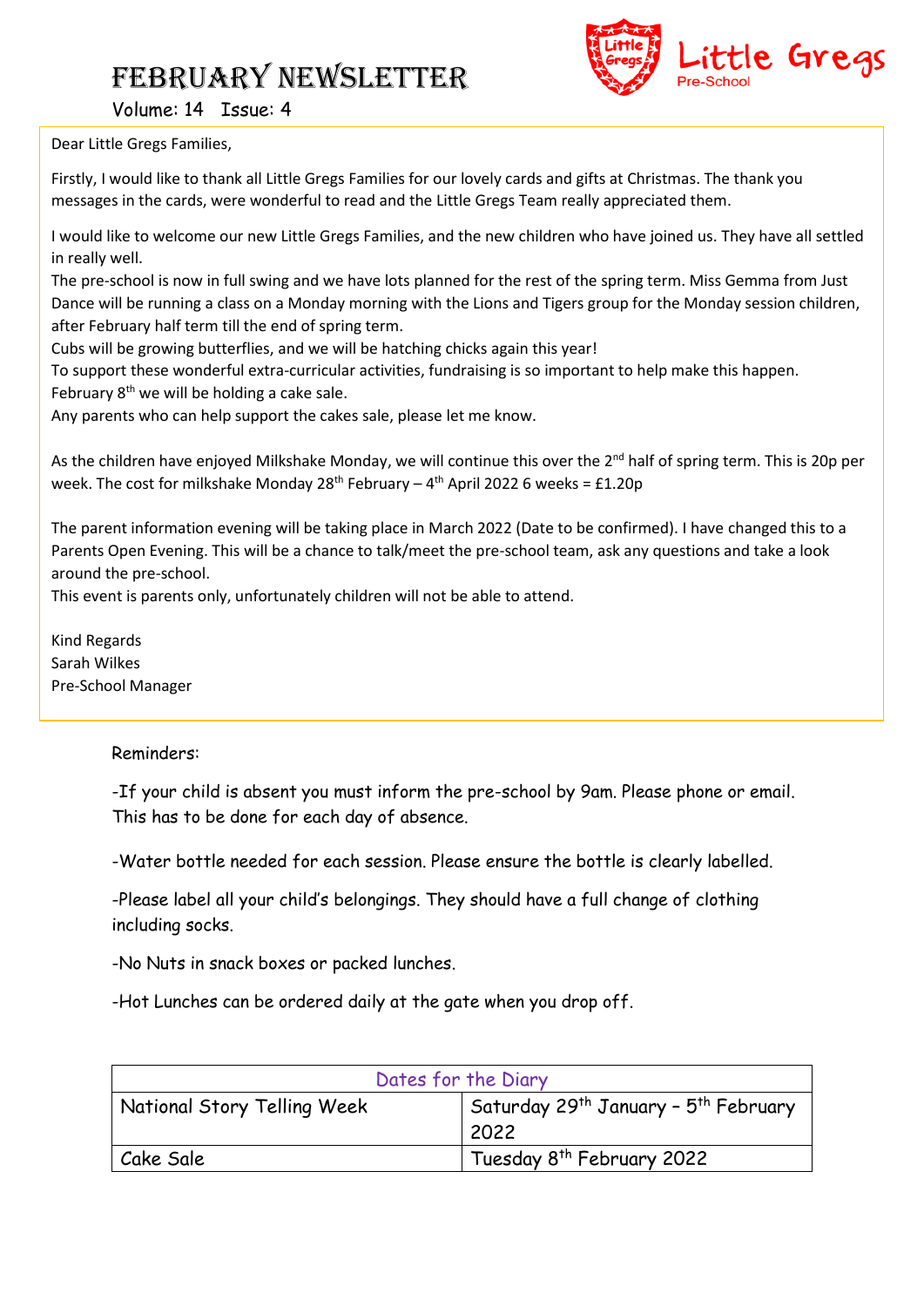# February Newsletter

Little Gregs Pre-School

Volume: 14 Issue: 4

Dear Little Gregs Families,

Firstly, I would like to thank all Little Gregs Families for our lovely cards and gifts at Christmas. The thank you messages in the cards, were wonderful to read and the Little Gregs Team really appreciated them.

I would like to welcome our new Little Gregs Families, and the new children who have joined us. They have all settled in really well.

The pre-school is now in full swing and we have lots planned for the rest of the spring term. Miss Gemma from Just Dance will be running a class on a Monday morning with the Lions and Tigers group for the Monday session children, after February half term till the end of spring term.

Cubs will be growing butterflies, and we will be hatching chicks again this year!

To support these wonderful extra-curricular activities, fundraising is so important to help make this happen.

February 8th we will be holding a cake sale.

Any parents who can help support the cakes sale, please let me know.

As the children have enjoyed Milkshake Monday, we will continue this over the 2nd half of spring term. This is 20p per week. The cost for milkshake Monday 28th February – 4th April 2022 6 weeks = £1.20p

The parent information evening will be taking place in March 2022 (Date to be confirmed). I have changed this to a Parents Open Evening. This will be a chance to talk/meet the pre-school team, ask any questions and take a look around the pre-school.

This event is parents only, unfortunately children will not be able to attend.

Kind Regards
Sarah Wilkes
Pre-School Manager

Reminders:

-If your child is absent you must inform the pre-school by 9am. Please phone or email. This has to be done for each day of absence.

-Water bottle needed for each session. Please ensure the bottle is clearly labelled.

-Please label all your child's belongings. They should have a full change of clothing including socks.

-No Nuts in snack boxes or packed lunches.

-Hot Lunches can be ordered daily at the gate when you drop off.

| Dates for the Diary | |
|---|---|
| National Story Telling Week | Saturday 29th January – 5th February 2022 |
| Cake Sale | Tuesday 8th February 2022 |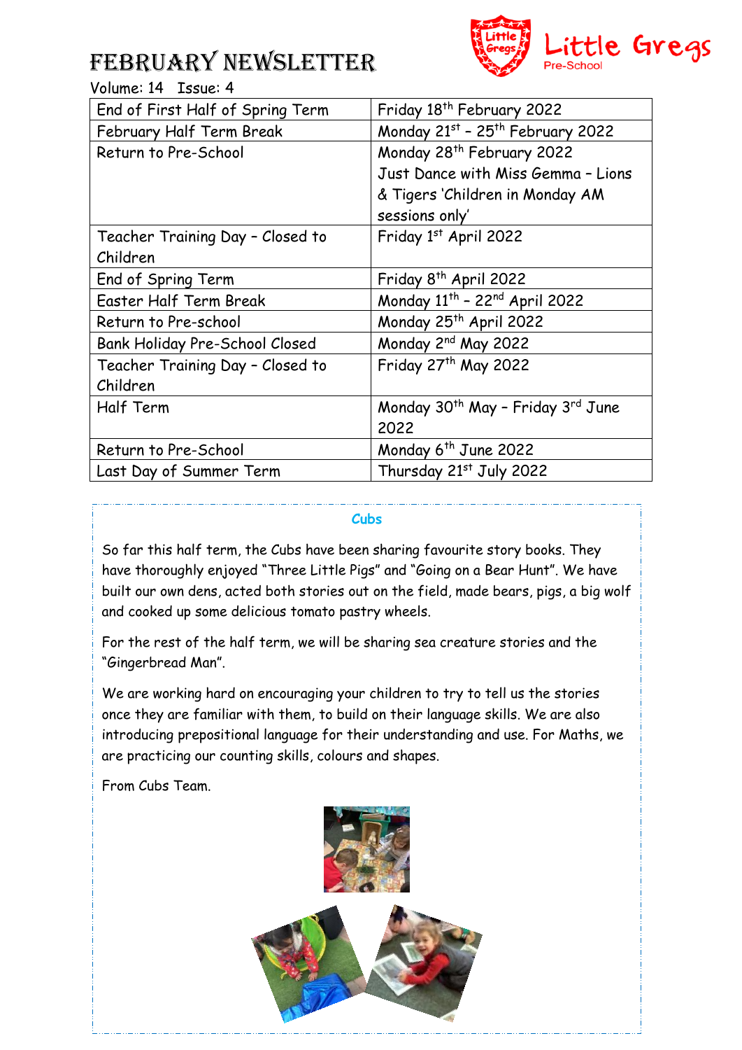# February Newsletter

Little Gregs Pre-School

Volume: 14 Issue: 4

| End of First Half of Spring Term | Friday 18th February 2022 |
|---|---|
| February Half Term Break | Monday 21st – 25th February 2022 |
| Return to Pre-School | Monday 28th February 2022<br>Just Dance with Miss Gemma – Lions & Tigers 'Children in Monday AM sessions only' |
| Teacher Training Day – Closed to Children | Friday 1st April 2022 |
| End of Spring Term | Friday 8th April 2022 |
| Easter Half Term Break | Monday 11th – 22nd April 2022 |
| Return to Pre-school | Monday 25th April 2022 |
| Bank Holiday Pre-School Closed | Monday 2nd May 2022 |
| Teacher Training Day – Closed to Children | Friday 27th May 2022 |
| Half Term | Monday 30th May – Friday 3rd June 2022 |
| Return to Pre-School | Monday 6th June 2022 |
| Last Day of Summer Term | Thursday 21st July 2022 |

## Cubs

So far this half term, the Cubs have been sharing favourite story books. They have thoroughly enjoyed "Three Little Pigs" and "Going on a Bear Hunt". We have built our own dens, acted both stories out on the field, made bears, pigs, a big wolf and cooked up some delicious tomato pastry wheels.

For the rest of the half term, we will be sharing sea creature stories and the "Gingerbread Man".

We are working hard on encouraging your children to try to tell us the stories once they are familiar with them, to build on their language skills. We are also introducing prepositional language for their understanding and use. For Maths, we are practicing our counting skills, colours and shapes.

From Cubs Team.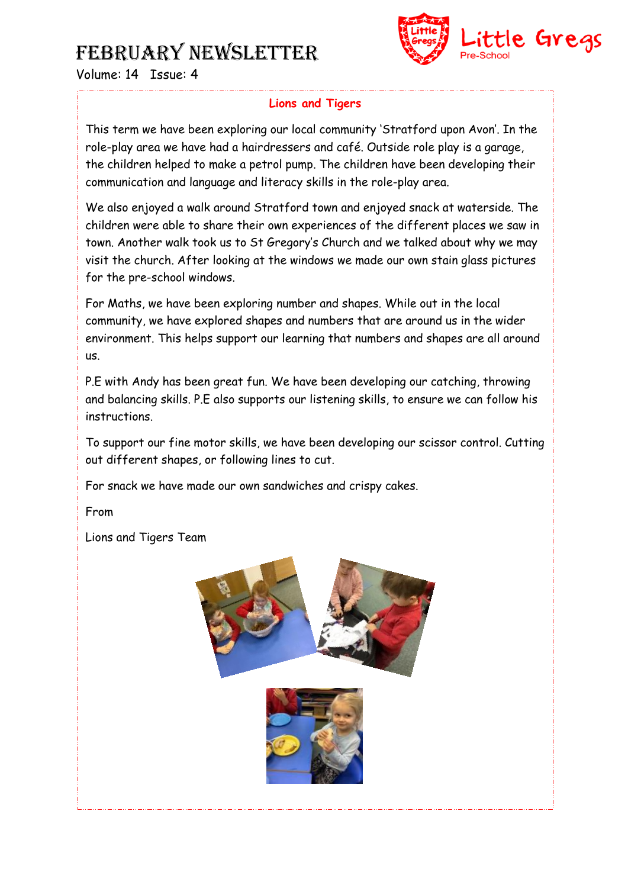# February Newsletter

Volume: 14 Issue: 4

Little Gregs Pre-School

## Lions and Tigers

This term we have been exploring our local community 'Stratford upon Avon'. In the role-play area we have had a hairdressers and café. Outside role play is a garage, the children helped to make a petrol pump. The children have been developing their communication and language and literacy skills in the role-play area.

We also enjoyed a walk around Stratford town and enjoyed snack at waterside. The children were able to share their own experiences of the different places we saw in town. Another walk took us to St Gregory's Church and we talked about why we may visit the church. After looking at the windows we made our own stain glass pictures for the pre-school windows.

For Maths, we have been exploring number and shapes. While out in the local community, we have explored shapes and numbers that are around us in the wider environment. This helps support our learning that numbers and shapes are all around us.

P.E with Andy has been great fun. We have been developing our catching, throwing and balancing skills. P.E also supports our listening skills, to ensure we can follow his instructions.

To support our fine motor skills, we have been developing our scissor control. Cutting out different shapes, or following lines to cut.

For snack we have made our own sandwiches and crispy cakes.

From

Lions and Tigers Team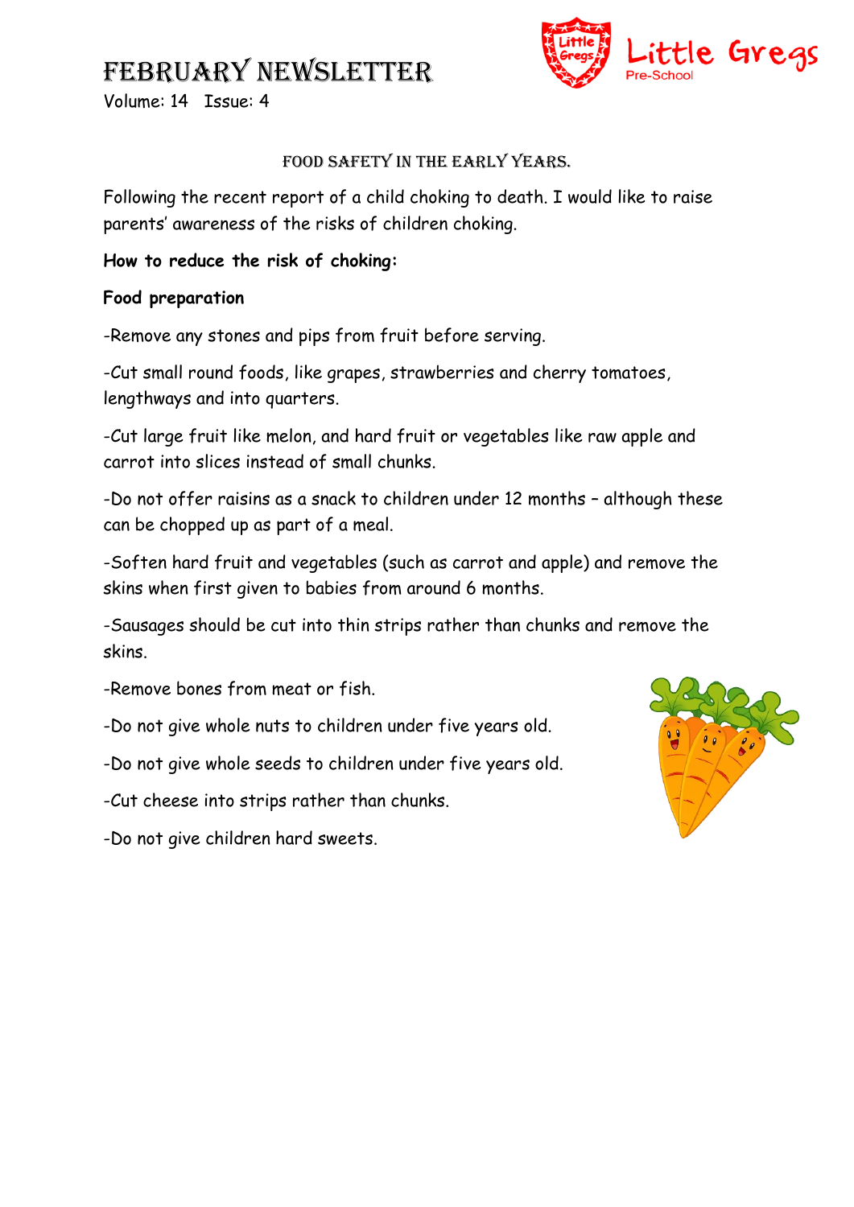# February Newsletter

Volume: 14 Issue: 4

Little Gregs Pre-School

### Food Safety in the Early Years.

Following the recent report of a child choking to death. I would like to raise parents' awareness of the risks of children choking.

**How to reduce the risk of choking:**

**Food preparation**

-Remove any stones and pips from fruit before serving.

-Cut small round foods, like grapes, strawberries and cherry tomatoes, lengthways and into quarters.

-Cut large fruit like melon, and hard fruit or vegetables like raw apple and carrot into slices instead of small chunks.

-Do not offer raisins as a snack to children under 12 months – although these can be chopped up as part of a meal.

-Soften hard fruit and vegetables (such as carrot and apple) and remove the skins when first given to babies from around 6 months.

-Sausages should be cut into thin strips rather than chunks and remove the skins.

-Remove bones from meat or fish.

-Do not give whole nuts to children under five years old.

-Do not give whole seeds to children under five years old.

-Cut cheese into strips rather than chunks.

-Do not give children hard sweets.